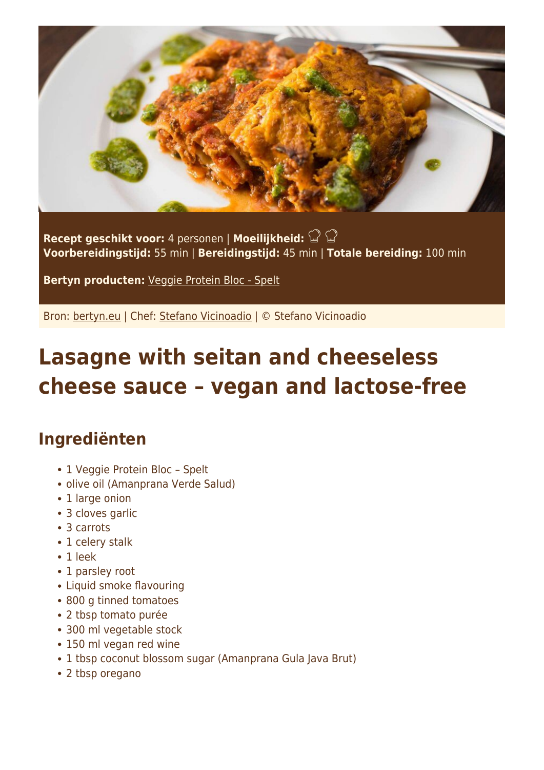**Recept geschikt voor:** 4 personen | **Moeilijkheid:** 
**Voorbereidingstijd:** 55 min | **Bereidingstijd:** 45 min | **Totale bereiding:** 100 min

**Bertyn producten:** Veggie Protein Bloc - Spelt

Bron: bertyn.eu | Chef: Stefano Vicinoadio | © Stefano Vicinoadio

# Lasagne with seitan and cheeseless cheese sauce – vegan and lactose-free

## Ingrediënten

- 1 Veggie Protein Bloc – Spelt
- olive oil (Amanprana Verde Salud)
- 1 large onion
- 3 cloves garlic
- 3 carrots
- 1 celery stalk
- 1 leek
- 1 parsley root
- Liquid smoke flavouring
- 800 g tinned tomatoes
- 2 tbsp tomato purée
- 300 ml vegetable stock
- 150 ml vegan red wine
- 1 tbsp coconut blossom sugar (Amanprana Gula Java Brut)
- 2 tbsp oregano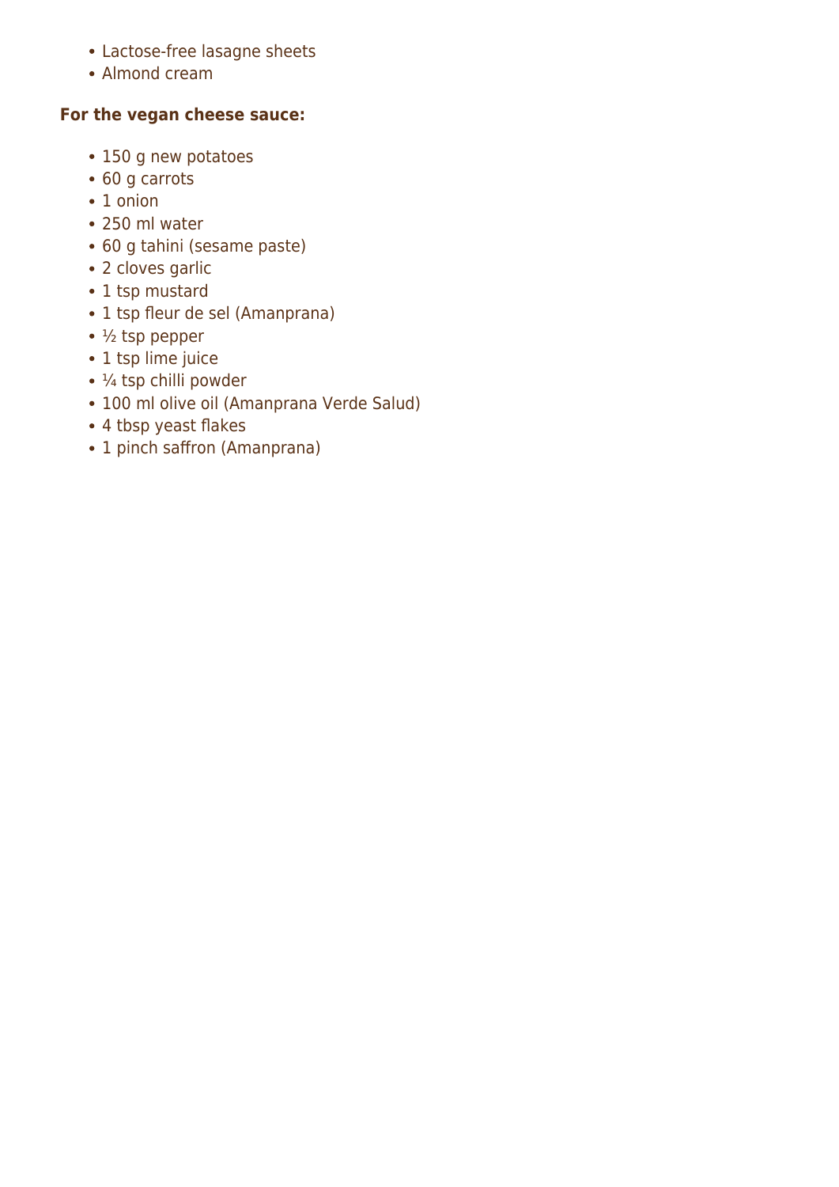- Lactose-free lasagne sheets
- Almond cream

**For the vegan cheese sauce:**

- 150 g new potatoes
- 60 g carrots
- 1 onion
- 250 ml water
- 60 g tahini (sesame paste)
- 2 cloves garlic
- 1 tsp mustard
- 1 tsp fleur de sel (Amanprana)
- ½ tsp pepper
- 1 tsp lime juice
- ¼ tsp chilli powder
- 100 ml olive oil (Amanprana Verde Salud)
- 4 tbsp yeast flakes
- 1 pinch saffron (Amanprana)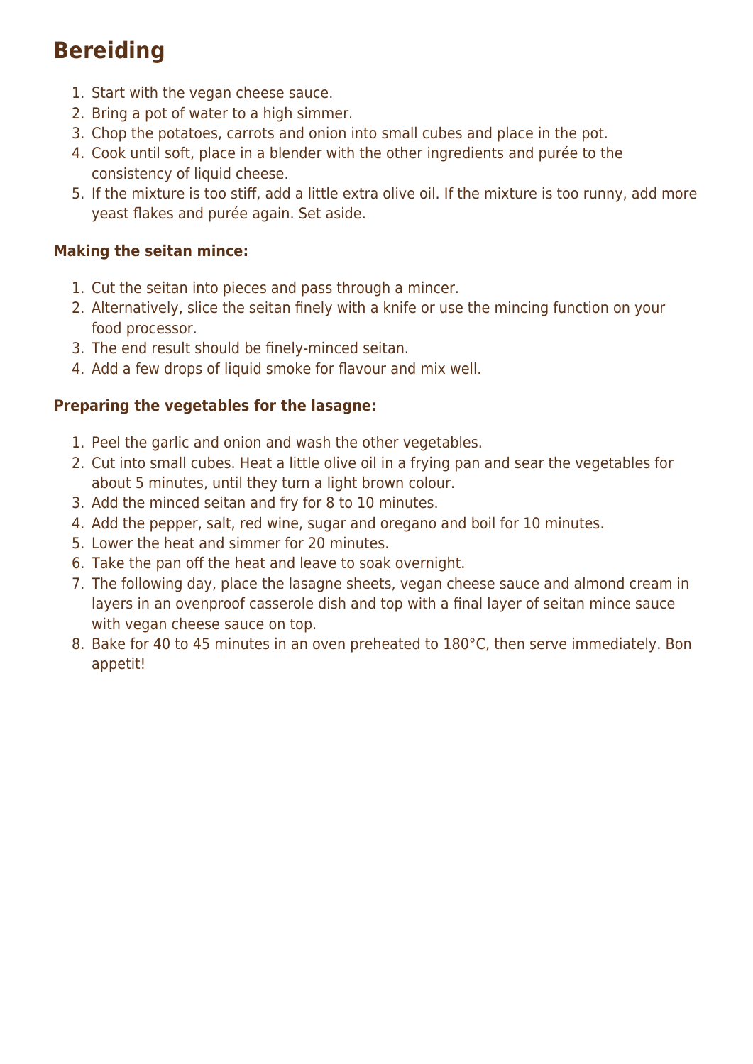# Bereiding

1. Start with the vegan cheese sauce.
2. Bring a pot of water to a high simmer.
3. Chop the potatoes, carrots and onion into small cubes and place in the pot.
4. Cook until soft, place in a blender with the other ingredients and purée to the consistency of liquid cheese.
5. If the mixture is too stiff, add a little extra olive oil. If the mixture is too runny, add more yeast flakes and purée again. Set aside.

**Making the seitan mince:**

1. Cut the seitan into pieces and pass through a mincer.
2. Alternatively, slice the seitan finely with a knife or use the mincing function on your food processor.
3. The end result should be finely-minced seitan.
4. Add a few drops of liquid smoke for flavour and mix well.

**Preparing the vegetables for the lasagne:**

1. Peel the garlic and onion and wash the other vegetables.
2. Cut into small cubes. Heat a little olive oil in a frying pan and sear the vegetables for about 5 minutes, until they turn a light brown colour.
3. Add the minced seitan and fry for 8 to 10 minutes.
4. Add the pepper, salt, red wine, sugar and oregano and boil for 10 minutes.
5. Lower the heat and simmer for 20 minutes.
6. Take the pan off the heat and leave to soak overnight.
7. The following day, place the lasagne sheets, vegan cheese sauce and almond cream in layers in an ovenproof casserole dish and top with a final layer of seitan mince sauce with vegan cheese sauce on top.
8. Bake for 40 to 45 minutes in an oven preheated to 180°C, then serve immediately. Bon appetit!